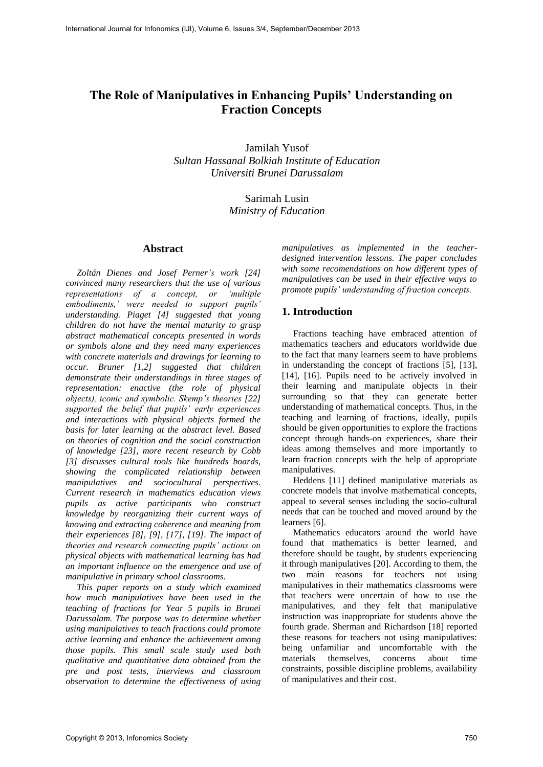# The Role of Manipulatives in Enhancing Pupils' Understanding on Fraction Concepts

Jamilah Yusof
*Sultan Hassanal Bolkiah Institute of Education*
*Universiti Brunei Darussalam*

Sarimah Lusin
*Ministry of Education*

## Abstract

*Zoltán Dienes and Josef Perner's work [24] convinced many researchers that the use of various representations of a concept, or 'multiple embodiments,' were needed to support pupils' understanding. Piaget [4] suggested that young children do not have the mental maturity to grasp abstract mathematical concepts presented in words or symbols alone and they need many experiences with concrete materials and drawings for learning to occur. Bruner [1,2] suggested that children demonstrate their understandings in three stages of representation: enactive (the role of physical objects), iconic and symbolic. Skemp's theories [22] supported the belief that pupils' early experiences and interactions with physical objects formed the basis for later learning at the abstract level. Based on theories of cognition and the social construction of knowledge [23], more recent research by Cobb [3] discusses cultural tools like hundreds boards, showing the complicated relationship between manipulatives and sociocultural perspectives. Current research in mathematics education views pupils as active participants who construct knowledge by reorganizing their current ways of knowing and extracting coherence and meaning from their experiences [8], [9], [17], [19]. The impact of theories and research connecting pupils' actions on physical objects with mathematical learning has had an important influence on the emergence and use of manipulative in primary school classrooms.*

*This paper reports on a study which examined how much manipulatives have been used in the teaching of fractions for Year 5 pupils in Brunei Darussalam. The purpose was to determine whether using manipulatives to teach fractions could promote active learning and enhance the achievement among those pupils. This small scale study used both qualitative and quantitative data obtained from the pre and post tests, interviews and classroom observation to determine the effectiveness of using manipulatives as implemented in the teacher-designed intervention lessons. The paper concludes with some recomendations on how different types of manipulatives can be used in their effective ways to promote pupils' understanding of fraction concepts.*

## 1. Introduction

Fractions teaching have embraced attention of mathematics teachers and educators worldwide due to the fact that many learners seem to have problems in understanding the concept of fractions [5], [13], [14], [16]. Pupils need to be actively involved in their learning and manipulate objects in their surrounding so that they can generate better understanding of mathematical concepts. Thus, in the teaching and learning of fractions, ideally, pupils should be given opportunities to explore the fractions concept through hands-on experiences, share their ideas among themselves and more importantly to learn fraction concepts with the help of appropriate manipulatives.

Heddens [11] defined manipulative materials as concrete models that involve mathematical concepts, appeal to several senses including the socio-cultural needs that can be touched and moved around by the learners [6].

Mathematics educators around the world have found that mathematics is better learned, and therefore should be taught, by students experiencing it through manipulatives [20]. According to them, the two main reasons for teachers not using manipulatives in their mathematics classrooms were that teachers were uncertain of how to use the manipulatives, and they felt that manipulative instruction was inappropriate for students above the fourth grade. Sherman and Richardson [18] reported these reasons for teachers not using manipulatives: being unfamiliar and uncomfortable with the materials themselves, concerns about time constraints, possible discipline problems, availability of manipulatives and their cost.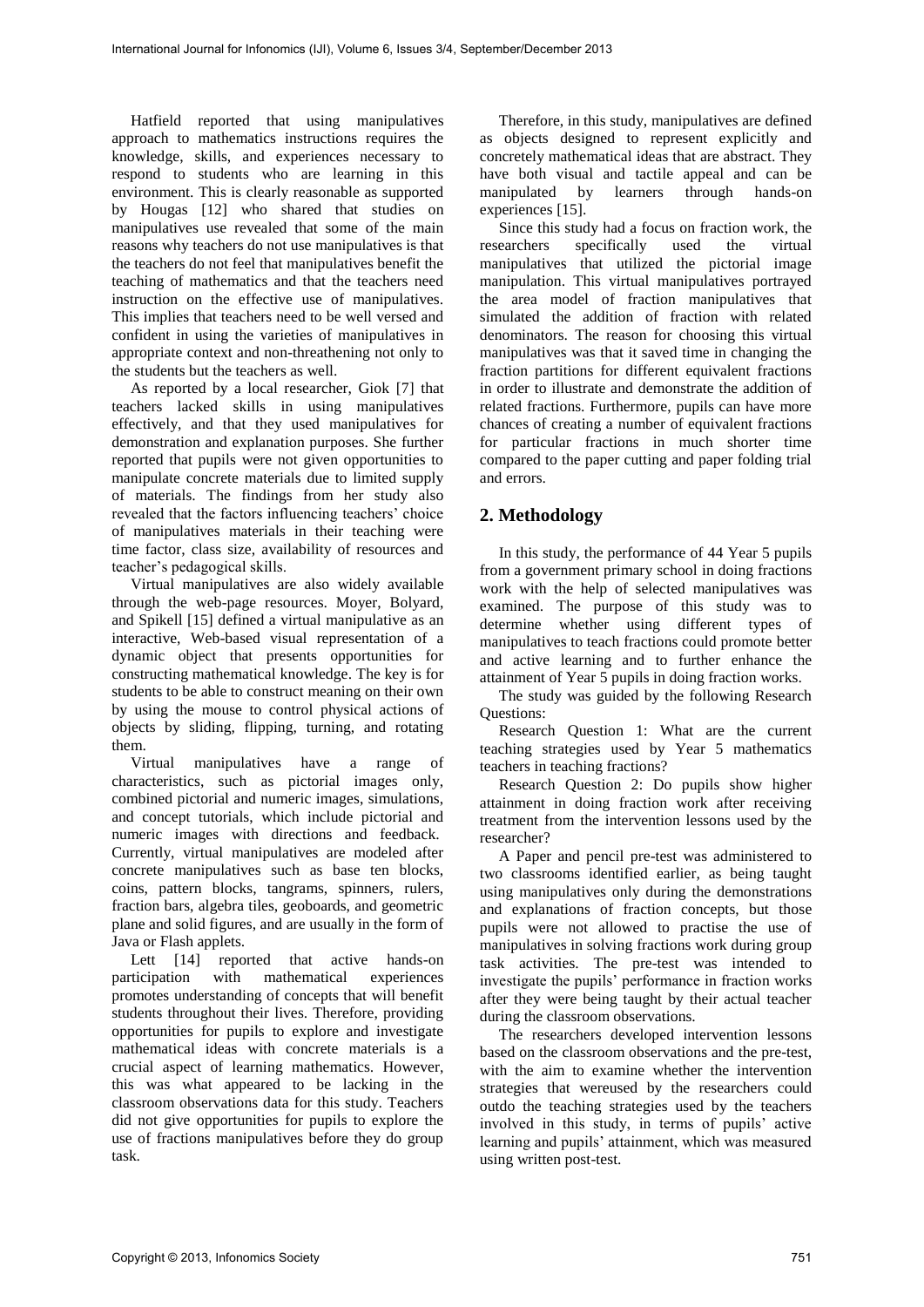Hatfield reported that using manipulatives approach to mathematics instructions requires the knowledge, skills, and experiences necessary to respond to students who are learning in this environment. This is clearly reasonable as supported by Hougas [12] who shared that studies on manipulatives use revealed that some of the main reasons why teachers do not use manipulatives is that the teachers do not feel that manipulatives benefit the teaching of mathematics and that the teachers need instruction on the effective use of manipulatives. This implies that teachers need to be well versed and confident in using the varieties of manipulatives in appropriate context and non-threathening not only to the students but the teachers as well.

As reported by a local researcher, Giok [7] that teachers lacked skills in using manipulatives effectively, and that they used manipulatives for demonstration and explanation purposes. She further reported that pupils were not given opportunities to manipulate concrete materials due to limited supply of materials. The findings from her study also revealed that the factors influencing teachers' choice of manipulatives materials in their teaching were time factor, class size, availability of resources and teacher's pedagogical skills.

Virtual manipulatives are also widely available through the web-page resources. Moyer, Bolyard, and Spikell [15] defined a virtual manipulative as an interactive, Web-based visual representation of a dynamic object that presents opportunities for constructing mathematical knowledge. The key is for students to be able to construct meaning on their own by using the mouse to control physical actions of objects by sliding, flipping, turning, and rotating them.

Virtual manipulatives have a range of characteristics, such as pictorial images only, combined pictorial and numeric images, simulations, and concept tutorials, which include pictorial and numeric images with directions and feedback. Currently, virtual manipulatives are modeled after concrete manipulatives such as base ten blocks, coins, pattern blocks, tangrams, spinners, rulers, fraction bars, algebra tiles, geoboards, and geometric plane and solid figures, and are usually in the form of Java or Flash applets.

Lett [14] reported that active hands-on participation with mathematical experiences promotes understanding of concepts that will benefit students throughout their lives. Therefore, providing opportunities for pupils to explore and investigate mathematical ideas with concrete materials is a crucial aspect of learning mathematics. However, this was what appeared to be lacking in the classroom observations data for this study. Teachers did not give opportunities for pupils to explore the use of fractions manipulatives before they do group task.

Therefore, in this study, manipulatives are defined as objects designed to represent explicitly and concretely mathematical ideas that are abstract. They have both visual and tactile appeal and can be manipulated by learners through hands-on experiences [15].

Since this study had a focus on fraction work, the researchers specifically used the virtual manipulatives that utilized the pictorial image manipulation. This virtual manipulatives portrayed the area model of fraction manipulatives that simulated the addition of fraction with related denominators. The reason for choosing this virtual manipulatives was that it saved time in changing the fraction partitions for different equivalent fractions in order to illustrate and demonstrate the addition of related fractions. Furthermore, pupils can have more chances of creating a number of equivalent fractions for particular fractions in much shorter time compared to the paper cutting and paper folding trial and errors.

## 2. Methodology

In this study, the performance of 44 Year 5 pupils from a government primary school in doing fractions work with the help of selected manipulatives was examined. The purpose of this study was to determine whether using different types of manipulatives to teach fractions could promote better and active learning and to further enhance the attainment of Year 5 pupils in doing fraction works.

The study was guided by the following Research Questions:

Research Question 1: What are the current teaching strategies used by Year 5 mathematics teachers in teaching fractions?

Research Question 2: Do pupils show higher attainment in doing fraction work after receiving treatment from the intervention lessons used by the researcher?

A Paper and pencil pre-test was administered to two classrooms identified earlier, as being taught using manipulatives only during the demonstrations and explanations of fraction concepts, but those pupils were not allowed to practise the use of manipulatives in solving fractions work during group task activities. The pre-test was intended to investigate the pupils' performance in fraction works after they were being taught by their actual teacher during the classroom observations.

The researchers developed intervention lessons based on the classroom observations and the pre-test, with the aim to examine whether the intervention strategies that wereused by the researchers could outdo the teaching strategies used by the teachers involved in this study, in terms of pupils' active learning and pupils' attainment, which was measured using written post-test.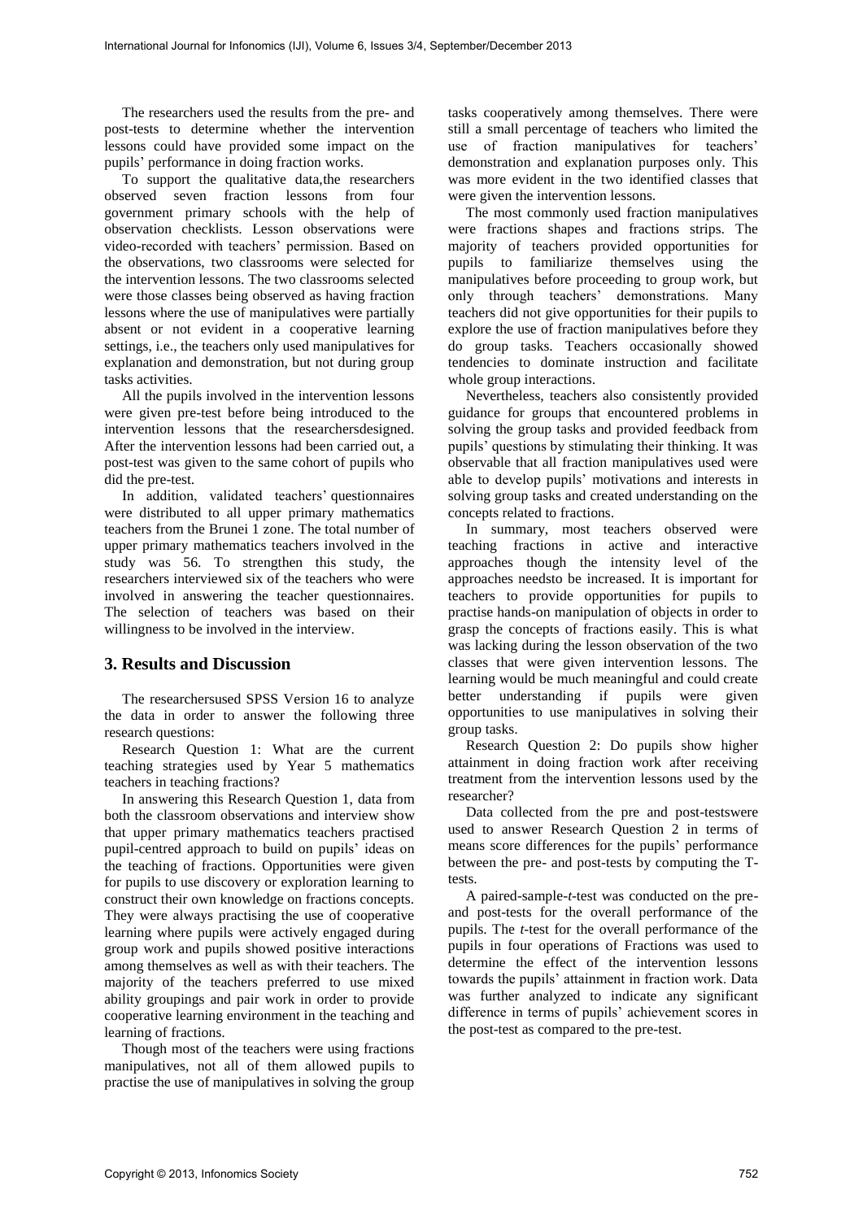The researchers used the results from the pre- and post-tests to determine whether the intervention lessons could have provided some impact on the pupils' performance in doing fraction works.

To support the qualitative data,the researchers observed seven fraction lessons from four government primary schools with the help of observation checklists. Lesson observations were video-recorded with teachers' permission. Based on the observations, two classrooms were selected for the intervention lessons. The two classrooms selected were those classes being observed as having fraction lessons where the use of manipulatives were partially absent or not evident in a cooperative learning settings, i.e., the teachers only used manipulatives for explanation and demonstration, but not during group tasks activities.

All the pupils involved in the intervention lessons were given pre-test before being introduced to the intervention lessons that the researchersdesigned. After the intervention lessons had been carried out, a post-test was given to the same cohort of pupils who did the pre-test.

In addition, validated teachers' questionnaires were distributed to all upper primary mathematics teachers from the Brunei 1 zone. The total number of upper primary mathematics teachers involved in the study was 56. To strengthen this study, the researchers interviewed six of the teachers who were involved in answering the teacher questionnaires. The selection of teachers was based on their willingness to be involved in the interview.

## 3. Results and Discussion

The researchersused SPSS Version 16 to analyze the data in order to answer the following three research questions:

Research Question 1: What are the current teaching strategies used by Year 5 mathematics teachers in teaching fractions?

In answering this Research Question 1, data from both the classroom observations and interview show that upper primary mathematics teachers practised pupil-centred approach to build on pupils' ideas on the teaching of fractions. Opportunities were given for pupils to use discovery or exploration learning to construct their own knowledge on fractions concepts. They were always practising the use of cooperative learning where pupils were actively engaged during group work and pupils showed positive interactions among themselves as well as with their teachers. The majority of the teachers preferred to use mixed ability groupings and pair work in order to provide cooperative learning environment in the teaching and learning of fractions.

Though most of the teachers were using fractions manipulatives, not all of them allowed pupils to practise the use of manipulatives in solving the group tasks cooperatively among themselves. There were still a small percentage of teachers who limited the use of fraction manipulatives for teachers' demonstration and explanation purposes only. This was more evident in the two identified classes that were given the intervention lessons.

The most commonly used fraction manipulatives were fractions shapes and fractions strips. The majority of teachers provided opportunities for pupils to familiarize themselves using the manipulatives before proceeding to group work, but only through teachers' demonstrations. Many teachers did not give opportunities for their pupils to explore the use of fraction manipulatives before they do group tasks. Teachers occasionally showed tendencies to dominate instruction and facilitate whole group interactions.

Nevertheless, teachers also consistently provided guidance for groups that encountered problems in solving the group tasks and provided feedback from pupils' questions by stimulating their thinking. It was observable that all fraction manipulatives used were able to develop pupils' motivations and interests in solving group tasks and created understanding on the concepts related to fractions.

In summary, most teachers observed were teaching fractions in active and interactive approaches though the intensity level of the approaches needsto be increased. It is important for teachers to provide opportunities for pupils to practise hands-on manipulation of objects in order to grasp the concepts of fractions easily. This is what was lacking during the lesson observation of the two classes that were given intervention lessons. The learning would be much meaningful and could create better understanding if pupils were given opportunities to use manipulatives in solving their group tasks.

Research Question 2: Do pupils show higher attainment in doing fraction work after receiving treatment from the intervention lessons used by the researcher?

Data collected from the pre and post-testswere used to answer Research Question 2 in terms of means score differences for the pupils' performance between the pre- and post-tests by computing the T-tests.

A paired-sample-*t*-test was conducted on the pre- and post-tests for the overall performance of the pupils. The *t*-test for the overall performance of the pupils in four operations of Fractions was used to determine the effect of the intervention lessons towards the pupils' attainment in fraction work. Data was further analyzed to indicate any significant difference in terms of pupils' achievement scores in the post-test as compared to the pre-test.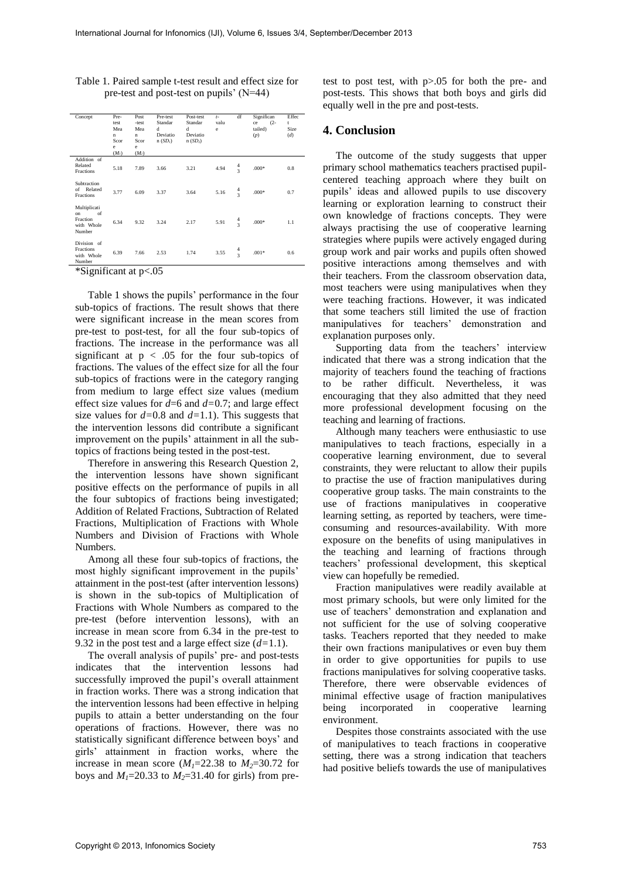Table 1. Paired sample t-test result and effect size for pre-test and post-test on pupils' (N=44)

| Concept | Pre-test Mean Score ($M_1$) | Post-test Mean Score ($M_2$) | Pre-test Standard Deviation ($SD_1$) | Post-test Standard Deviation ($SD_2$) | *t*-value | df | Significance (2-tailed) (*p*) | Effect Size (*d*) |
|---|---|---|---|---|---|---|---|---|
| Addition of Related Fractions | 5.18 | 7.89 | 3.66 | 3.21 | 4.94 | 43 | .000* | 0.8 |
| Subtraction of Related Fractions | 3.77 | 6.09 | 3.37 | 3.64 | 5.16 | 43 | .000* | 0.7 |
| Multiplication of Fraction with Whole Number | 6.34 | 9.32 | 3.24 | 2.17 | 5.91 | 43 | .000* | 1.1 |
| Division of Fractions with Whole Number | 6.39 | 7.66 | 2.53 | 1.74 | 3.55 | 43 | .001* | 0.6 |

*Significant at p<.05

Table 1 shows the pupils' performance in the four sub-topics of fractions. The result shows that there were significant increase in the mean scores from pre-test to post-test, for all the four sub-topics of fractions. The increase in the performance was all significant at $p < .05$ for the four sub-topics of fractions. The values of the effect size for all the four sub-topics of fractions were in the category ranging from medium to large effect size values (medium effect size values for $d$=6 and $d$=0.7; and large effect size values for $d$=0.8 and $d$=1.1). This suggests that the intervention lessons did contribute a significant improvement on the pupils' attainment in all the sub-topics of fractions being tested in the post-test.

Therefore in answering this Research Question 2, the intervention lessons have shown significant positive effects on the performance of pupils in all the four subtopics of fractions being investigated; Addition of Related Fractions, Subtraction of Related Fractions, Multiplication of Fractions with Whole Numbers and Division of Fractions with Whole Numbers.

Among all these four sub-topics of fractions, the most highly significant improvement in the pupils' attainment in the post-test (after intervention lessons) is shown in the sub-topics of Multiplication of Fractions with Whole Numbers as compared to the pre-test (before intervention lessons), with an increase in mean score from 6.34 in the pre-test to 9.32 in the post test and a large effect size ($d$=1.1).

The overall analysis of pupils' pre- and post-tests indicates that the intervention lessons had successfully improved the pupil's overall attainment in fraction works. There was a strong indication that the intervention lessons had been effective in helping pupils to attain a better understanding on the four operations of fractions. However, there was no statistically significant difference between boys' and girls' attainment in fraction works, where the increase in mean score ($M_1$=22.38 to $M_2$=30.72 for boys and $M_1$=20.33 to $M_2$=31.40 for girls) from pre-test to post test, with p>.05 for both the pre- and post-tests. This shows that both boys and girls did equally well in the pre and post-tests.

## 4. Conclusion

The outcome of the study suggests that upper primary school mathematics teachers practised pupil-centered teaching approach where they built on pupils' ideas and allowed pupils to use discovery learning or exploration learning to construct their own knowledge of fractions concepts. They were always practising the use of cooperative learning strategies where pupils were actively engaged during group work and pair works and pupils often showed positive interactions among themselves and with their teachers. From the classroom observation data, most teachers were using manipulatives when they were teaching fractions. However, it was indicated that some teachers still limited the use of fraction manipulatives for teachers' demonstration and explanation purposes only.

Supporting data from the teachers' interview indicated that there was a strong indication that the majority of teachers found the teaching of fractions to be rather difficult. Nevertheless, it was encouraging that they also admitted that they need more professional development focusing on the teaching and learning of fractions.

Although many teachers were enthusiastic to use manipulatives to teach fractions, especially in a cooperative learning environment, due to several constraints, they were reluctant to allow their pupils to practise the use of fraction manipulatives during cooperative group tasks. The main constraints to the use of fractions manipulatives in cooperative learning setting, as reported by teachers, were time-consuming and resources-availability. With more exposure on the benefits of using manipulatives in the teaching and learning of fractions through teachers' professional development, this skeptical view can hopefully be remedied.

Fraction manipulatives were readily available at most primary schools, but were only limited for the use of teachers' demonstration and explanation and not sufficient for the use of solving cooperative tasks. Teachers reported that they needed to make their own fractions manipulatives or even buy them in order to give opportunities for pupils to use fractions manipulatives for solving cooperative tasks. Therefore, there were observable evidences of minimal effective usage of fraction manipulatives being incorporated in cooperative learning environment.

Despites those constraints associated with the use of manipulatives to teach fractions in cooperative setting, there was a strong indication that teachers had positive beliefs towards the use of manipulatives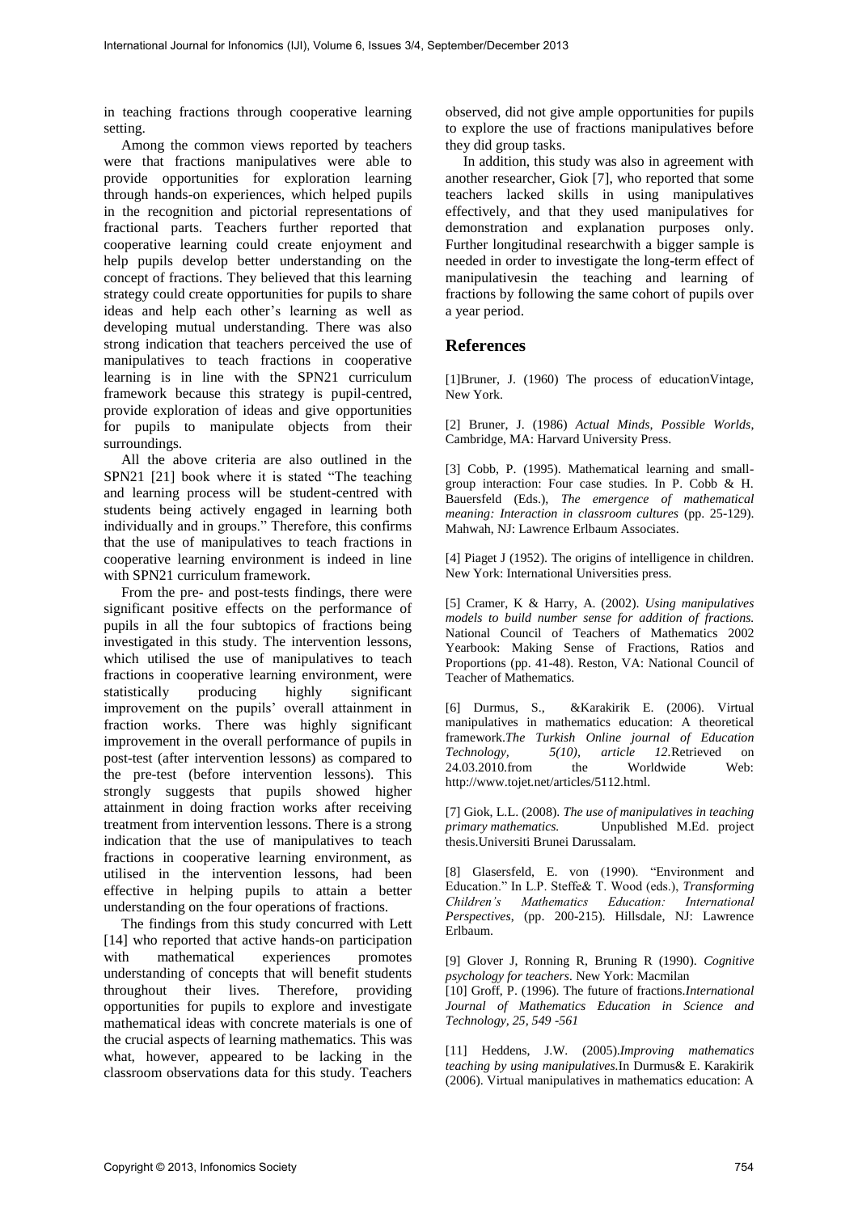in teaching fractions through cooperative learning setting.

Among the common views reported by teachers were that fractions manipulatives were able to provide opportunities for exploration learning through hands-on experiences, which helped pupils in the recognition and pictorial representations of fractional parts. Teachers further reported that cooperative learning could create enjoyment and help pupils develop better understanding on the concept of fractions. They believed that this learning strategy could create opportunities for pupils to share ideas and help each other's learning as well as developing mutual understanding. There was also strong indication that teachers perceived the use of manipulatives to teach fractions in cooperative learning is in line with the SPN21 curriculum framework because this strategy is pupil-centred, provide exploration of ideas and give opportunities for pupils to manipulate objects from their surroundings.

All the above criteria are also outlined in the SPN21 [21] book where it is stated "The teaching and learning process will be student-centred with students being actively engaged in learning both individually and in groups." Therefore, this confirms that the use of manipulatives to teach fractions in cooperative learning environment is indeed in line with SPN21 curriculum framework.

From the pre- and post-tests findings, there were significant positive effects on the performance of pupils in all the four subtopics of fractions being investigated in this study. The intervention lessons, which utilised the use of manipulatives to teach fractions in cooperative learning environment, were statistically producing highly significant improvement on the pupils' overall attainment in fraction works. There was highly significant improvement in the overall performance of pupils in post-test (after intervention lessons) as compared to the pre-test (before intervention lessons). This strongly suggests that pupils showed higher attainment in doing fraction works after receiving treatment from intervention lessons. There is a strong indication that the use of manipulatives to teach fractions in cooperative learning environment, as utilised in the intervention lessons, had been effective in helping pupils to attain a better understanding on the four operations of fractions.

The findings from this study concurred with Lett [14] who reported that active hands-on participation with mathematical experiences promotes understanding of concepts that will benefit students throughout their lives. Therefore, providing opportunities for pupils to explore and investigate mathematical ideas with concrete materials is one of the crucial aspects of learning mathematics. This was what, however, appeared to be lacking in the classroom observations data for this study. Teachers observed, did not give ample opportunities for pupils to explore the use of fractions manipulatives before they did group tasks.

In addition, this study was also in agreement with another researcher, Giok [7], who reported that some teachers lacked skills in using manipulatives effectively, and that they used manipulatives for demonstration and explanation purposes only. Further longitudinal researchwith a bigger sample is needed in order to investigate the long-term effect of manipulativesin the teaching and learning of fractions by following the same cohort of pupils over a year period.

## References

[1]Bruner, J. (1960) The process of educationVintage, New York.

[2] Bruner, J. (1986) *Actual Minds, Possible Worlds*, Cambridge, MA: Harvard University Press.

[3] Cobb, P. (1995). Mathematical learning and small-group interaction: Four case studies. In P. Cobb & H. Bauersfeld (Eds.), *The emergence of mathematical meaning: Interaction in classroom cultures* (pp. 25-129). Mahwah, NJ: Lawrence Erlbaum Associates.

[4] Piaget J (1952). The origins of intelligence in children. New York: International Universities press.

[5] Cramer, K & Harry, A. (2002). *Using manipulatives models to build number sense for addition of fractions.* National Council of Teachers of Mathematics 2002 Yearbook: Making Sense of Fractions, Ratios and Proportions (pp. 41-48). Reston, VA: National Council of Teacher of Mathematics.

[6] Durmus, S., &Karakirik E. (2006). Virtual manipulatives in mathematics education: A theoretical framework.*The Turkish Online journal of Education Technology, 5(10), article 12.*Retrieved on 24.03.2010.from the Worldwide Web: http://www.tojet.net/articles/5112.html.

[7] Giok, L.L. (2008). *The use of manipulatives in teaching primary mathematics.* Unpublished M.Ed. project thesis.Universiti Brunei Darussalam.

[8] Glasersfeld, E. von (1990). "Environment and Education." In L.P. Steffe& T. Wood (eds.), *Transforming Children's Mathematics Education: International Perspectives*, (pp. 200-215). Hillsdale, NJ: Lawrence Erlbaum.

[9] Glover J, Ronning R, Bruning R (1990). *Cognitive psychology for teachers*. New York: Macmilan

[10] Groff, P. (1996). The future of fractions.*International Journal of Mathematics Education in Science and Technology, 25, 549 -561*

[11] Heddens, J.W. (2005).*Improving mathematics teaching by using manipulatives.*In Durmus& E. Karakirik (2006). Virtual manipulatives in mathematics education: A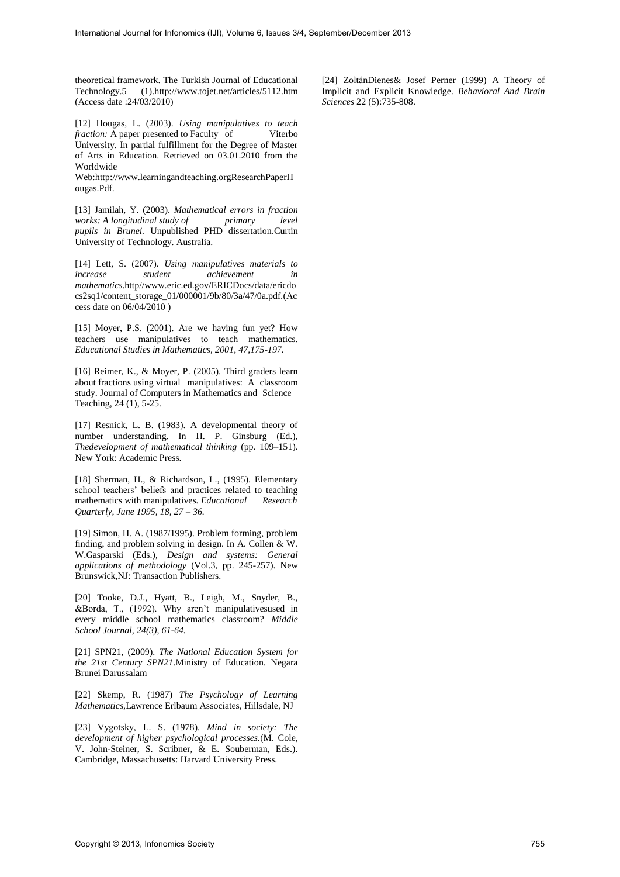theoretical framework. The Turkish Journal of Educational Technology.5 (1).http://www.tojet.net/articles/5112.htm (Access date :24/03/2010)

[12] Hougas, L. (2003). *Using manipulatives to teach fraction:* A paper presented to Faculty of Viterbo University. In partial fulfillment for the Degree of Master of Arts in Education. Retrieved on 03.01.2010 from the Worldwide Web:http://www.learningandteaching.orgResearchPaperHougas.Pdf.

[13] Jamilah, Y. (2003). *Mathematical errors in fraction works: A longitudinal study of primary level pupils in Brunei.* Unpublished PHD dissertation.Curtin University of Technology. Australia.

[14] Lett, S. (2007). *Using manipulatives materials to increase student achievement in mathematics*.http//www.eric.ed.gov/ERICDocs/data/ericdocs2sq1/content_storage_01/000001/9b/80/3a/47/0a.pdf.(Access date on 06/04/2010 )

[15] Moyer, P.S. (2001). Are we having fun yet? How teachers use manipulatives to teach mathematics. *Educational Studies in Mathematics, 2001, 47,175-197.*

[16] Reimer, K., & Moyer, P. (2005). Third graders learn about fractions using virtual manipulatives: A classroom study. Journal of Computers in Mathematics and Science Teaching, 24 (1), 5-25.

[17] Resnick, L. B. (1983). A developmental theory of number understanding. In H. P. Ginsburg (Ed.), *Thedevelopment of mathematical thinking* (pp. 109–151). New York: Academic Press.

[18] Sherman, H., & Richardson, L., (1995). Elementary school teachers' beliefs and practices related to teaching mathematics with manipulatives. *Educational Research Quarterly, June 1995, 18, 27 – 36.*

[19] Simon, H. A. (1987/1995). Problem forming, problem finding, and problem solving in design. In A. Collen & W. W.Gasparski (Eds.), *Design and systems: General applications of methodology* (Vol.3, pp. 245-257). New Brunswick,NJ: Transaction Publishers.

[20] Tooke, D.J., Hyatt, B., Leigh, M., Snyder, B., &Borda, T., (1992). Why aren't manipulativesused in every middle school mathematics classroom? *Middle School Journal, 24(3), 61-64.*

[21] SPN21, (2009). *The National Education System for the 21st Century SPN21.*Ministry of Education. Negara Brunei Darussalam

[22] Skemp, R. (1987) *The Psychology of Learning Mathematics,*Lawrence Erlbaum Associates, Hillsdale, NJ

[23] Vygotsky, L. S. (1978). *Mind in society: The development of higher psychological processes.*(M. Cole, V. John-Steiner, S. Scribner, & E. Souberman, Eds.). Cambridge, Massachusetts: Harvard University Press.

[24] ZoltánDienes& Josef Perner (1999) A Theory of Implicit and Explicit Knowledge. *Behavioral And Brain Sciences* 22 (5):735-808.